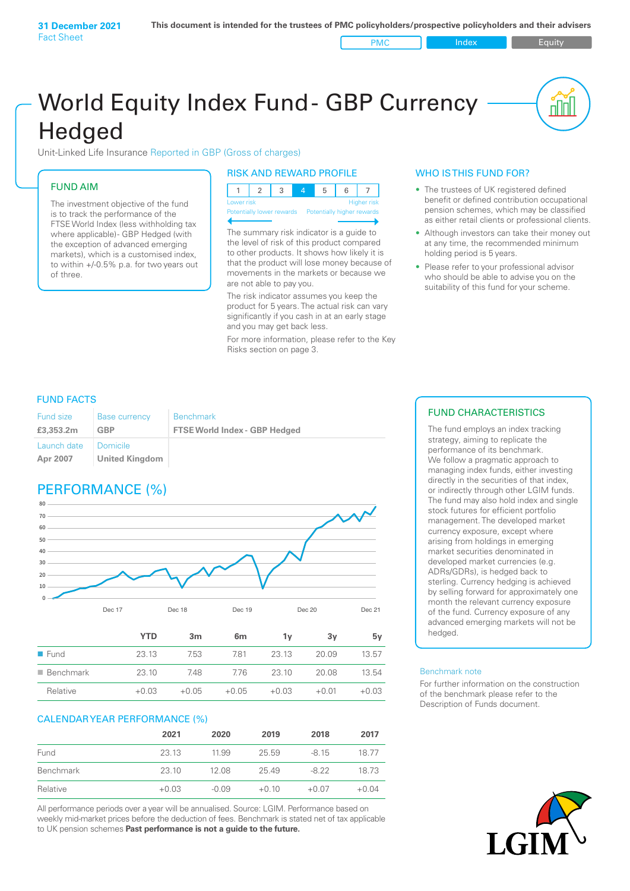**31 December 2021**
Fact Sheet

**This document is intended for the trustees of PMC policyholders/prospective policyholders and their advisers**

PMC | Index | Equity

# World Equity Index Fund - GBP Currency Hedged

Unit-Linked Life Insurance Reported in GBP (Gross of charges)

## FUND AIM

The investment objective of the fund is to track the performance of the FTSE World Index (less withholding tax where applicable)- GBP Hedged (with the exception of advanced emerging markets), which is a customised index, to within +/-0.5% p.a. for two years out of three.

## RISK AND REWARD PROFILE

| 1 | 2 | 3 | 4 | 5 | 6 | 7 |
|---|---|---|---|---|---|---|

Lower risk — Higher risk
Potentially lower rewards — Potentially higher rewards

The summary risk indicator is a guide to the level of risk of this product compared to other products. It shows how likely it is that the product will lose money because of movements in the markets or because we are not able to pay you.

The risk indicator assumes you keep the product for 5 years. The actual risk can vary significantly if you cash in at an early stage and you may get back less.

For more information, please refer to the Key Risks section on page 3.

## WHO IS THIS FUND FOR?

- The trustees of UK registered defined benefit or defined contribution occupational pension schemes, which may be classified as either retail clients or professional clients.
- Although investors can take their money out at any time, the recommended minimum holding period is 5 years.
- Please refer to your professional advisor who should be able to advise you on the suitability of this fund for your scheme.

## FUND FACTS

| Fund size | Base currency | Benchmark |
|---|---|---|
| **£3,353.2m** | **GBP** | **FTSE World Index - GBP Hedged** |
| Launch date | Domicile | |
| **Apr 2007** | **United Kingdom** | |

## PERFORMANCE (%)

|  | YTD | 3m | 6m | 1y | 3y | 5y |
|---|---|---|---|---|---|---|
| Fund | 23.13 | 7.53 | 7.81 | 23.13 | 20.09 | 13.57 |
| Benchmark | 23.10 | 7.48 | 7.76 | 23.10 | 20.08 | 13.54 |
| Relative | +0.03 | +0.05 | +0.05 | +0.03 | +0.01 | +0.03 |

## CALENDAR YEAR PERFORMANCE (%)

|  | 2021 | 2020 | 2019 | 2018 | 2017 |
|---|---|---|---|---|---|
| Fund | 23.13 | 11.99 | 25.59 | -8.15 | 18.77 |
| Benchmark | 23.10 | 12.08 | 25.49 | -8.22 | 18.73 |
| Relative | +0.03 | -0.09 | +0.10 | +0.07 | +0.04 |

All performance periods over a year will be annualised. Source: LGIM. Performance based on weekly mid-market prices before the deduction of fees. Benchmark is stated net of tax applicable to UK pension schemes **Past performance is not a guide to the future.**

## FUND CHARACTERISTICS

The fund employs an index tracking strategy, aiming to replicate the performance of its benchmark.
We follow a pragmatic approach to managing index funds, either investing directly in the securities of that index, or indirectly through other LGIM funds. The fund may also hold index and single stock futures for efficient portfolio management. The developed market currency exposure, except where arising from holdings in emerging market securities denominated in developed market currencies (e.g. ADRs/GDRs), is hedged back to sterling. Currency hedging is achieved by selling forward for approximately one month the relevant currency exposure of the fund. Currency exposure of any advanced emerging markets will not be hedged.

### Benchmark note

For further information on the construction of the benchmark please refer to the Description of Funds document.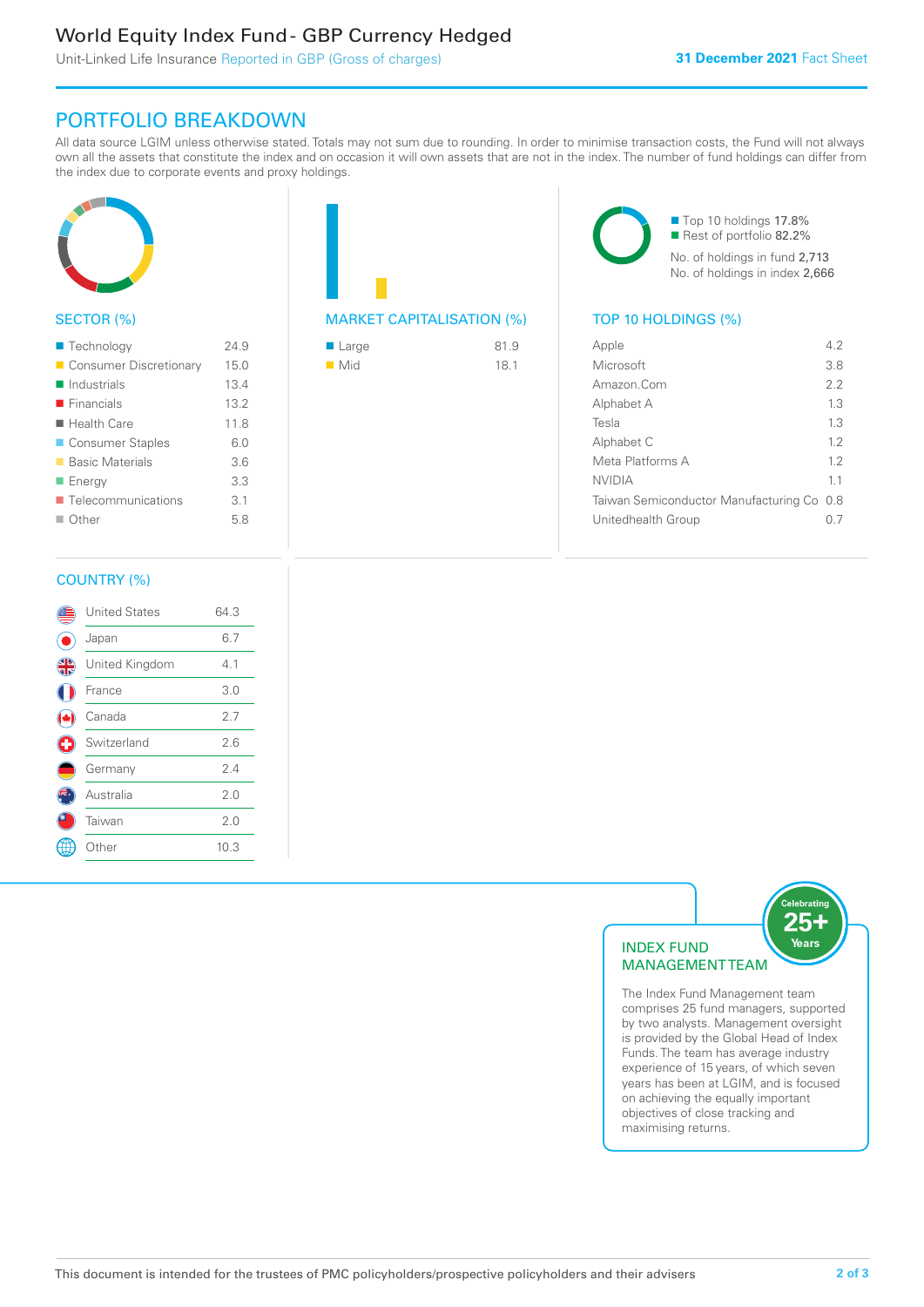# World Equity Index Fund - GBP Currency Hedged

Unit-Linked Life Insurance Reported in GBP (Gross of charges)

**31 December 2021** Fact Sheet

## PORTFOLIO BREAKDOWN

All data source LGIM unless otherwise stated. Totals may not sum due to rounding. In order to minimise transaction costs, the Fund will not always own all the assets that constitute the index and on occasion it will own assets that are not in the index. The number of fund holdings can differ from the index due to corporate events and proxy holdings.

### SECTOR (%)

| Sector | % |
|---|---|
| Technology | 24.9 |
| Consumer Discretionary | 15.0 |
| Industrials | 13.4 |
| Financials | 13.2 |
| Health Care | 11.8 |
| Consumer Staples | 6.0 |
| Basic Materials | 3.6 |
| Energy | 3.3 |
| Telecommunications | 3.1 |
| Other | 5.8 |

### MARKET CAPITALISATION (%)

| Market Cap | % |
|---|---|
| Large | 81.9 |
| Mid | 18.1 |

- Top 10 holdings 17.8%
- Rest of portfolio 82.2%

No. of holdings in fund 2,713
No. of holdings in index 2,666

### TOP 10 HOLDINGS (%)

| Holding | % |
|---|---|
| Apple | 4.2 |
| Microsoft | 3.8 |
| Amazon.Com | 2.2 |
| Alphabet A | 1.3 |
| Tesla | 1.3 |
| Alphabet C | 1.2 |
| Meta Platforms A | 1.2 |
| NVIDIA | 1.1 |
| Taiwan Semiconductor Manufacturing Co | 0.8 |
| Unitedhealth Group | 0.7 |

### COUNTRY (%)

| Country | % |
|---|---|
| United States | 64.3 |
| Japan | 6.7 |
| United Kingdom | 4.1 |
| France | 3.0 |
| Canada | 2.7 |
| Switzerland | 2.6 |
| Germany | 2.4 |
| Australia | 2.0 |
| Taiwan | 2.0 |
| Other | 10.3 |

### INDEX FUND MANAGEMENT TEAM

Celebrating 25+ Years

The Index Fund Management team comprises 25 fund managers, supported by two analysts. Management oversight is provided by the Global Head of Index Funds. The team has average industry experience of 15 years, of which seven years has been at LGIM, and is focused on achieving the equally important objectives of close tracking and maximising returns.

This document is intended for the trustees of PMC policyholders/prospective policyholders and their advisers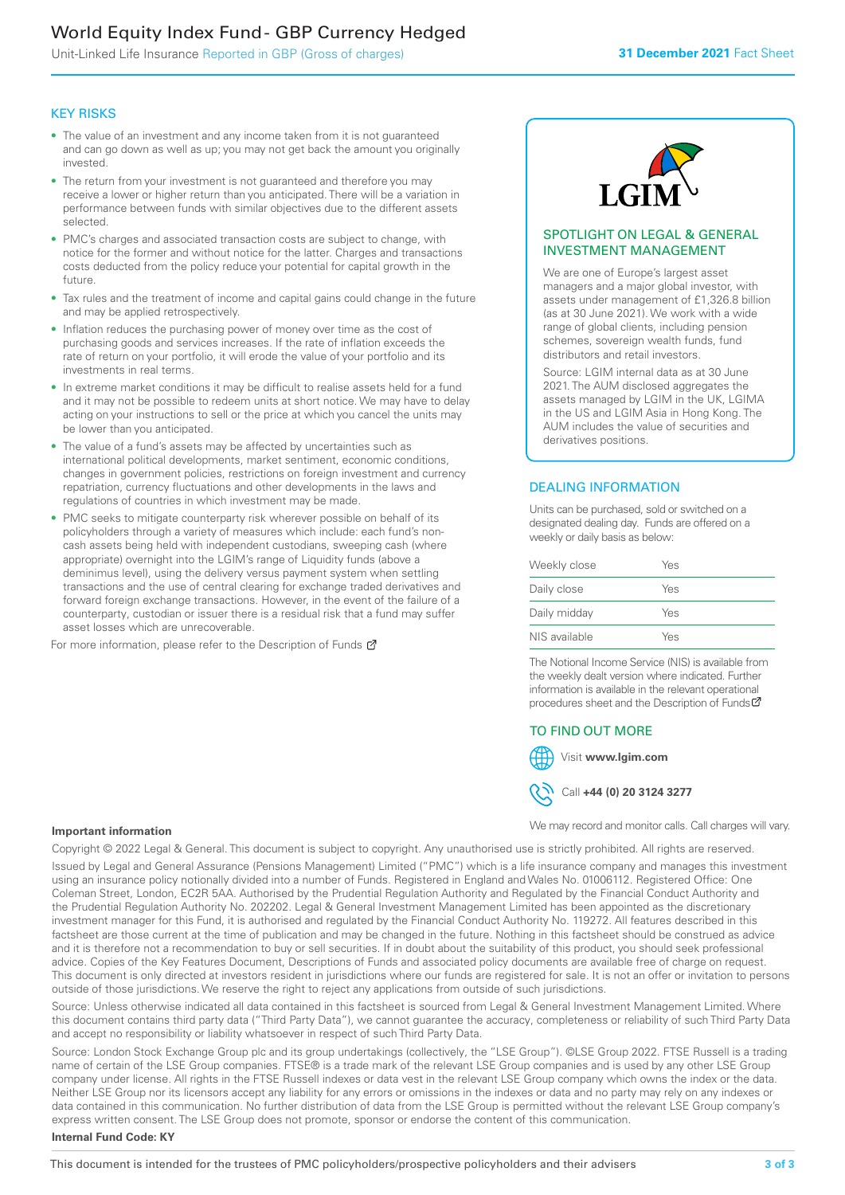## KEY RISKS

- The value of an investment and any income taken from it is not guaranteed and can go down as well as up; you may not get back the amount you originally invested.
- The return from your investment is not guaranteed and therefore you may receive a lower or higher return than you anticipated. There will be a variation in performance between funds with similar objectives due to the different assets selected.
- PMC's charges and associated transaction costs are subject to change, with notice for the former and without notice for the latter. Charges and transactions costs deducted from the policy reduce your potential for capital growth in the future.
- Tax rules and the treatment of income and capital gains could change in the future and may be applied retrospectively.
- Inflation reduces the purchasing power of money over time as the cost of purchasing goods and services increases. If the rate of inflation exceeds the rate of return on your portfolio, it will erode the value of your portfolio and its investments in real terms.
- In extreme market conditions it may be difficult to realise assets held for a fund and it may not be possible to redeem units at short notice. We may have to delay acting on your instructions to sell or the price at which you cancel the units may be lower than you anticipated.
- The value of a fund's assets may be affected by uncertainties such as international political developments, market sentiment, economic conditions, changes in government policies, restrictions on foreign investment and currency repatriation, currency fluctuations and other developments in the laws and regulations of countries in which investment may be made.
- PMC seeks to mitigate counterparty risk wherever possible on behalf of its policyholders through a variety of measures which include: each fund's non-cash assets being held with independent custodians, sweeping cash (where appropriate) overnight into the LGIM's range of Liquidity funds (above a deminimus level), using the delivery versus payment system when settling transactions and the use of central clearing for exchange traded derivatives and forward foreign exchange transactions. However, in the event of the failure of a counterparty, custodian or issuer there is a residual risk that a fund may suffer asset losses which are unrecoverable.

For more information, please refer to the Description of Funds

## SPOTLIGHT ON LEGAL & GENERAL INVESTMENT MANAGEMENT

We are one of Europe's largest asset managers and a major global investor, with assets under management of £1,326.8 billion (as at 30 June 2021). We work with a wide range of global clients, including pension schemes, sovereign wealth funds, fund distributors and retail investors.

Source: LGIM internal data as at 30 June 2021. The AUM disclosed aggregates the assets managed by LGIM in the UK, LGIMA in the US and LGIM Asia in Hong Kong. The AUM includes the value of securities and derivatives positions.

## DEALING INFORMATION

Units can be purchased, sold or switched on a designated dealing day. Funds are offered on a weekly or daily basis as below:

| | |
|---|---|
| Weekly close | Yes |
| Daily close | Yes |
| Daily midday | Yes |
| NIS available | Yes |

The Notional Income Service (NIS) is available from the weekly dealt version where indicated. Further information is available in the relevant operational procedures sheet and the Description of Funds

## TO FIND OUT MORE

Visit **www.lgim.com**

Call **+44 (0) 20 3124 3277**

We may record and monitor calls. Call charges will vary.

**Important information**

Copyright © 2022 Legal & General. This document is subject to copyright. Any unauthorised use is strictly prohibited. All rights are reserved.

Issued by Legal and General Assurance (Pensions Management) Limited ("PMC") which is a life insurance company and manages this investment using an insurance policy notionally divided into a number of Funds. Registered in England and Wales No. 01006112. Registered Office: One Coleman Street, London, EC2R 5AA. Authorised by the Prudential Regulation Authority and Regulated by the Financial Conduct Authority and the Prudential Regulation Authority No. 202202. Legal & General Investment Management Limited has been appointed as the discretionary investment manager for this Fund, it is authorised and regulated by the Financial Conduct Authority No. 119272. All features described in this factsheet are those current at the time of publication and may be changed in the future. Nothing in this factsheet should be construed as advice and it is therefore not a recommendation to buy or sell securities. If in doubt about the suitability of this product, you should seek professional advice. Copies of the Key Features Document, Descriptions of Funds and associated policy documents are available free of charge on request. This document is only directed at investors resident in jurisdictions where our funds are registered for sale. It is not an offer or invitation to persons outside of those jurisdictions. We reserve the right to reject any applications from outside of such jurisdictions.

Source: Unless otherwise indicated all data contained in this factsheet is sourced from Legal & General Investment Management Limited. Where this document contains third party data ("Third Party Data"), we cannot guarantee the accuracy, completeness or reliability of such Third Party Data and accept no responsibility or liability whatsoever in respect of such Third Party Data.

Source: London Stock Exchange Group plc and its group undertakings (collectively, the "LSE Group"). ©LSE Group 2022. FTSE Russell is a trading name of certain of the LSE Group companies. FTSE® is a trade mark of the relevant LSE Group companies and is used by any other LSE Group company under license. All rights in the FTSE Russell indexes or data vest in the relevant LSE Group company which owns the index or the data. Neither LSE Group nor its licensors accept any liability for any errors or omissions in the indexes or data and no party may rely on any indexes or data contained in this communication. No further distribution of data from the LSE Group is permitted without the relevant LSE Group company's express written consent. The LSE Group does not promote, sponsor or endorse the content of this communication.

**Internal Fund Code: KY**

This document is intended for the trustees of PMC policyholders/prospective policyholders and their advisers